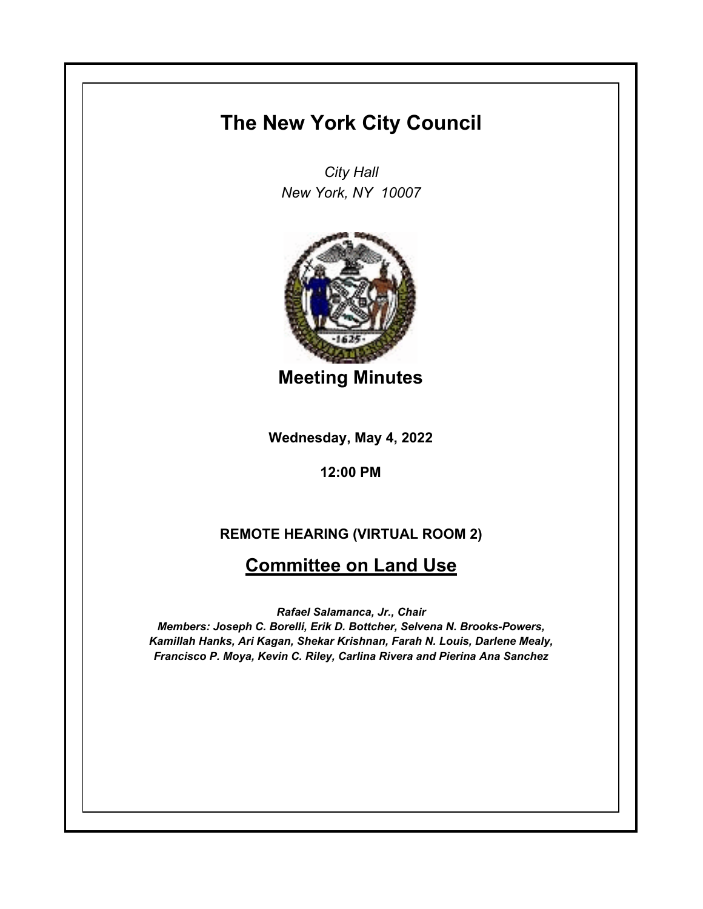# The New York City Council

*City Hall*
*New York, NY 10007*

## Meeting Minutes

**Wednesday, May 4, 2022**

**12:00 PM**

**REMOTE HEARING (VIRTUAL ROOM 2)**

## Committee on Land Use

***Rafael Salamanca, Jr., Chair***
***Members: Joseph C. Borelli, Erik D. Bottcher, Selvena N. Brooks-Powers, Kamillah Hanks, Ari Kagan, Shekar Krishnan, Farah N. Louis, Darlene Mealy, Francisco P. Moya, Kevin C. Riley, Carlina Rivera and Pierina Ana Sanchez***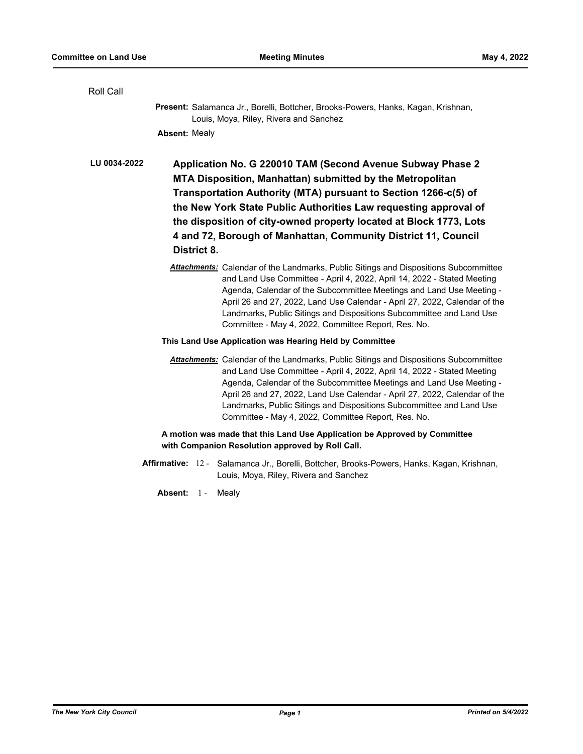Roll Call

**Present:** Salamanca Jr., Borelli, Bottcher, Brooks-Powers, Hanks, Kagan, Krishnan, Louis, Moya, Riley, Rivera and Sanchez

**Absent:** Mealy

**LU 0034-2022**

**Application No. G 220010 TAM (Second Avenue Subway Phase 2 MTA Disposition, Manhattan) submitted by the Metropolitan Transportation Authority (MTA) pursuant to Section 1266-c(5) of the New York State Public Authorities Law requesting approval of the disposition of city-owned property located at Block 1773, Lots 4 and 72, Borough of Manhattan, Community District 11, Council District 8.**

***Attachments:*** Calendar of the Landmarks, Public Sitings and Dispositions Subcommittee and Land Use Committee - April 4, 2022, April 14, 2022 - Stated Meeting Agenda, Calendar of the Subcommittee Meetings and Land Use Meeting - April 26 and 27, 2022, Land Use Calendar - April 27, 2022, Calendar of the Landmarks, Public Sitings and Dispositions Subcommittee and Land Use Committee - May 4, 2022, Committee Report, Res. No.

**This Land Use Application was Hearing Held by Committee**

***Attachments:*** Calendar of the Landmarks, Public Sitings and Dispositions Subcommittee and Land Use Committee - April 4, 2022, April 14, 2022 - Stated Meeting Agenda, Calendar of the Subcommittee Meetings and Land Use Meeting - April 26 and 27, 2022, Land Use Calendar - April 27, 2022, Calendar of the Landmarks, Public Sitings and Dispositions Subcommittee and Land Use Committee - May 4, 2022, Committee Report, Res. No.

**A motion was made that this Land Use Application be Approved by Committee with Companion Resolution approved by Roll Call.**

**Affirmative:** 12 - Salamanca Jr., Borelli, Bottcher, Brooks-Powers, Hanks, Kagan, Krishnan, Louis, Moya, Riley, Rivera and Sanchez

**Absent:** 1 - Mealy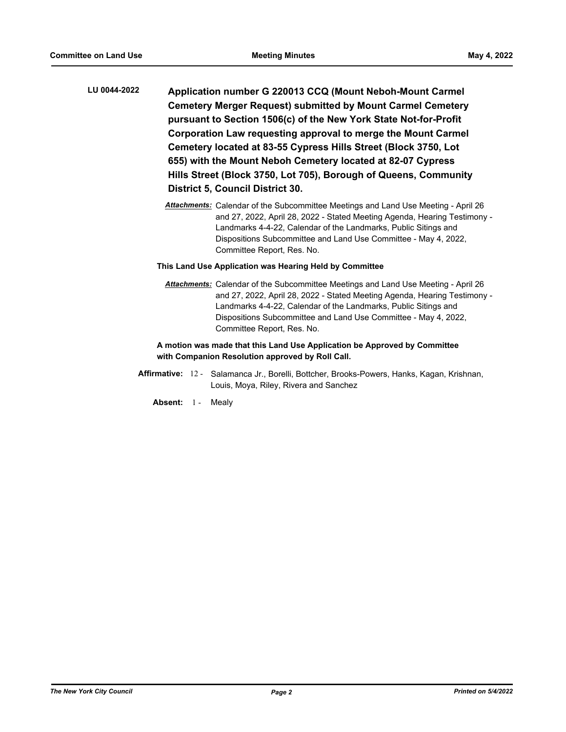**LU 0044-2022** **Application number G 220013 CCQ (Mount Neboh-Mount Carmel Cemetery Merger Request) submitted by Mount Carmel Cemetery pursuant to Section 1506(c) of the New York State Not-for-Profit Corporation Law requesting approval to merge the Mount Carmel Cemetery located at 83-55 Cypress Hills Street (Block 3750, Lot 655) with the Mount Neboh Cemetery located at 82-07 Cypress Hills Street (Block 3750, Lot 705), Borough of Queens, Community District 5, Council District 30.**

***Attachments:*** Calendar of the Subcommittee Meetings and Land Use Meeting - April 26 and 27, 2022, April 28, 2022 - Stated Meeting Agenda, Hearing Testimony - Landmarks 4-4-22, Calendar of the Landmarks, Public Sitings and Dispositions Subcommittee and Land Use Committee - May 4, 2022, Committee Report, Res. No.

**This Land Use Application was Hearing Held by Committee**

***Attachments:*** Calendar of the Subcommittee Meetings and Land Use Meeting - April 26 and 27, 2022, April 28, 2022 - Stated Meeting Agenda, Hearing Testimony - Landmarks 4-4-22, Calendar of the Landmarks, Public Sitings and Dispositions Subcommittee and Land Use Committee - May 4, 2022, Committee Report, Res. No.

**A motion was made that this Land Use Application be Approved by Committee with Companion Resolution approved by Roll Call.**

**Affirmative:** 12 - Salamanca Jr., Borelli, Bottcher, Brooks-Powers, Hanks, Kagan, Krishnan, Louis, Moya, Riley, Rivera and Sanchez

**Absent:** 1 - Mealy